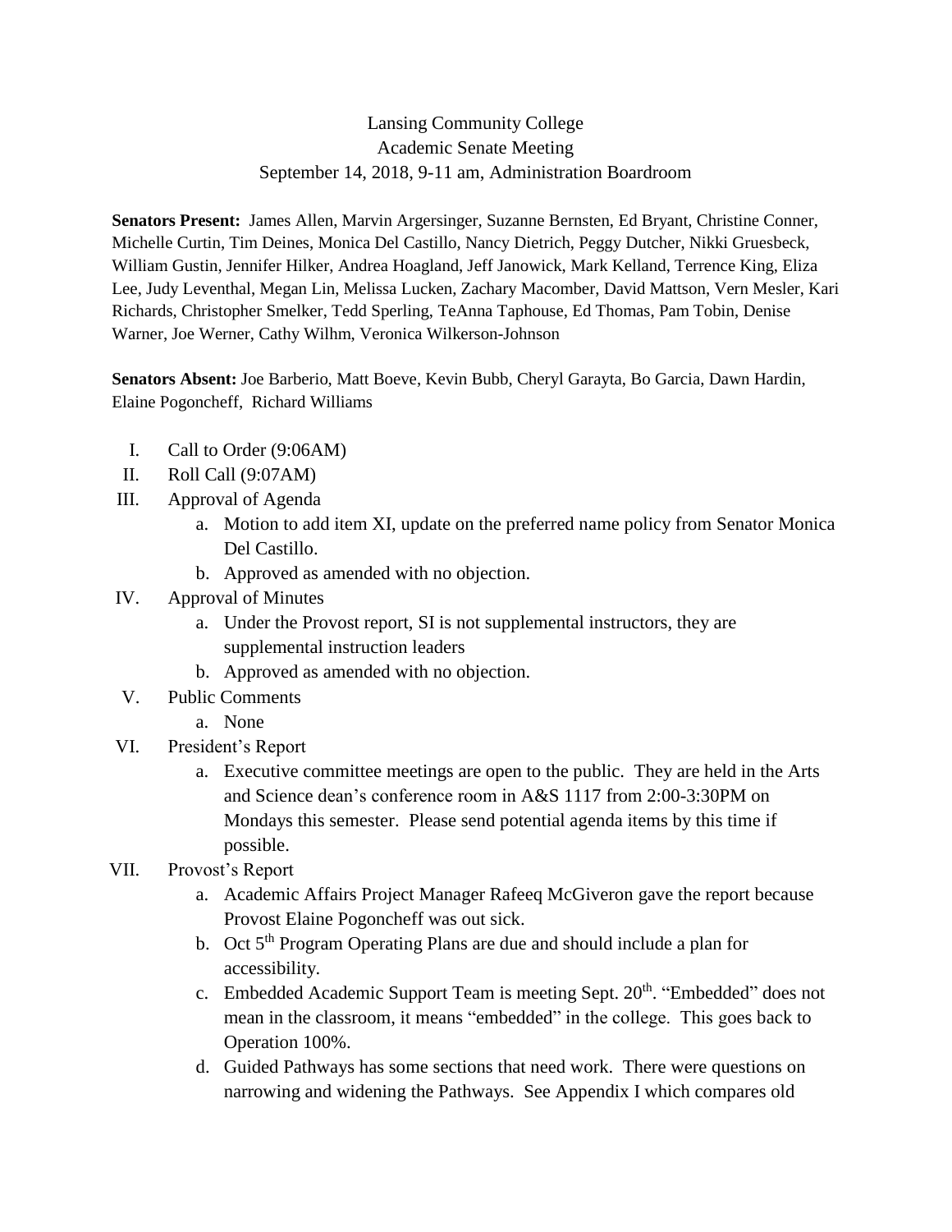Lansing Community College
Academic Senate Meeting
September 14, 2018, 9-11 am, Administration Boardroom

**Senators Present:** James Allen, Marvin Argersinger, Suzanne Bernsten, Ed Bryant, Christine Conner, Michelle Curtin, Tim Deines, Monica Del Castillo, Nancy Dietrich, Peggy Dutcher, Nikki Gruesbeck, William Gustin, Jennifer Hilker, Andrea Hoagland, Jeff Janowick, Mark Kelland, Terrence King, Eliza Lee, Judy Leventhal, Megan Lin, Melissa Lucken, Zachary Macomber, David Mattson, Vern Mesler, Kari Richards, Christopher Smelker, Tedd Sperling, TeAnna Taphouse, Ed Thomas, Pam Tobin, Denise Warner, Joe Werner, Cathy Wilhm, Veronica Wilkerson-Johnson

**Senators Absent:** Joe Barberio, Matt Boeve, Kevin Bubb, Cheryl Garayta, Bo Garcia, Dawn Hardin, Elaine Pogoncheff, Richard Williams

I. Call to Order (9:06AM)
II. Roll Call (9:07AM)
III. Approval of Agenda
   a. Motion to add item XI, update on the preferred name policy from Senator Monica Del Castillo.
   b. Approved as amended with no objection.
IV. Approval of Minutes
   a. Under the Provost report, SI is not supplemental instructors, they are supplemental instruction leaders
   b. Approved as amended with no objection.
V. Public Comments
   a. None
VI. President's Report
   a. Executive committee meetings are open to the public. They are held in the Arts and Science dean's conference room in A&S 1117 from 2:00-3:30PM on Mondays this semester. Please send potential agenda items by this time if possible.
VII. Provost's Report
   a. Academic Affairs Project Manager Rafeeq McGiveron gave the report because Provost Elaine Pogoncheff was out sick.
   b. Oct 5th Program Operating Plans are due and should include a plan for accessibility.
   c. Embedded Academic Support Team is meeting Sept. 20th. "Embedded" does not mean in the classroom, it means "embedded" in the college. This goes back to Operation 100%.
   d. Guided Pathways has some sections that need work. There were questions on narrowing and widening the Pathways. See Appendix I which compares old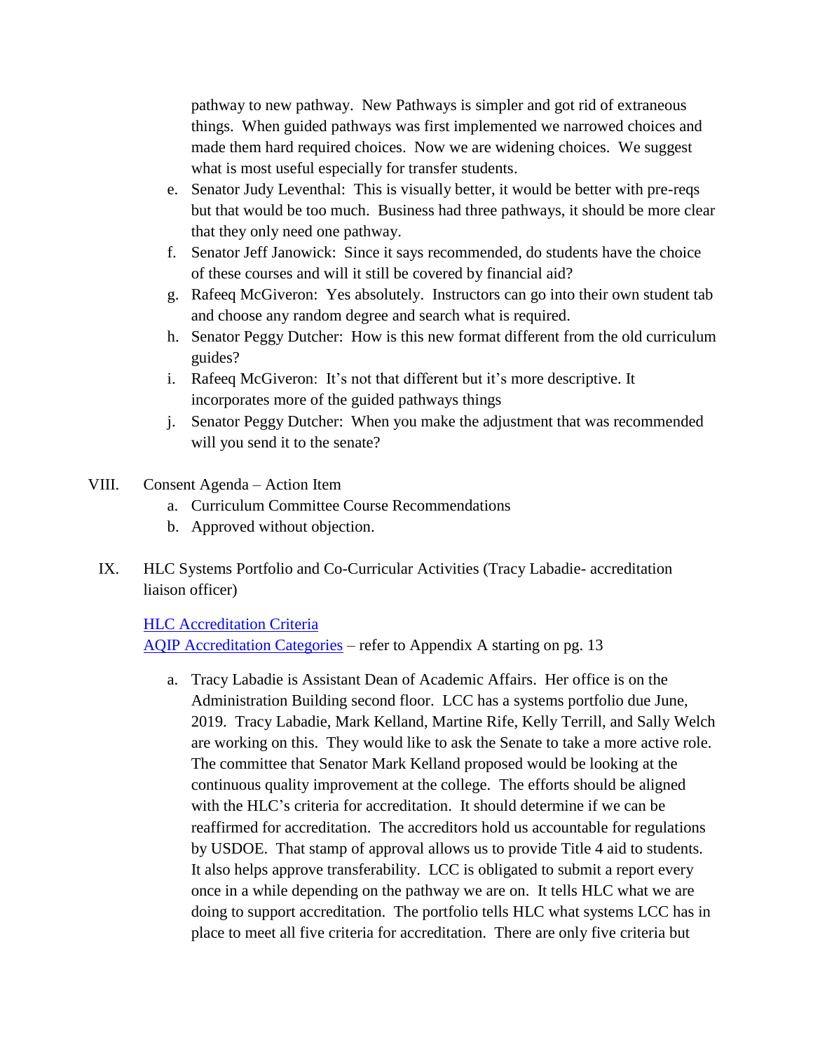pathway to new pathway. New Pathways is simpler and got rid of extraneous things. When guided pathways was first implemented we narrowed choices and made them hard required choices. Now we are widening choices. We suggest what is most useful especially for transfer students.

e. Senator Judy Leventhal: This is visually better, it would be better with pre-reqs but that would be too much. Business had three pathways, it should be more clear that they only need one pathway.
f. Senator Jeff Janowick: Since it says recommended, do students have the choice of these courses and will it still be covered by financial aid?
g. Rafeeq McGiveron: Yes absolutely. Instructors can go into their own student tab and choose any random degree and search what is required.
h. Senator Peggy Dutcher: How is this new format different from the old curriculum guides?
i. Rafeeq McGiveron: It's not that different but it's more descriptive. It incorporates more of the guided pathways things
j. Senator Peggy Dutcher: When you make the adjustment that was recommended will you send it to the senate?

VIII. Consent Agenda – Action Item
   a. Curriculum Committee Course Recommendations
   b. Approved without objection.

IX. HLC Systems Portfolio and Co-Curricular Activities (Tracy Labadie- accreditation liaison officer)

[HLC Accreditation Criteria]
[AQIP Accreditation Categories] – refer to Appendix A starting on pg. 13

a. Tracy Labadie is Assistant Dean of Academic Affairs. Her office is on the Administration Building second floor. LCC has a systems portfolio due June, 2019. Tracy Labadie, Mark Kelland, Martine Rife, Kelly Terrill, and Sally Welch are working on this. They would like to ask the Senate to take a more active role. The committee that Senator Mark Kelland proposed would be looking at the continuous quality improvement at the college. The efforts should be aligned with the HLC's criteria for accreditation. It should determine if we can be reaffirmed for accreditation. The accreditors hold us accountable for regulations by USDOE. That stamp of approval allows us to provide Title 4 aid to students. It also helps approve transferability. LCC is obligated to submit a report every once in a while depending on the pathway we are on. It tells HLC what we are doing to support accreditation. The portfolio tells HLC what systems LCC has in place to meet all five criteria for accreditation. There are only five criteria but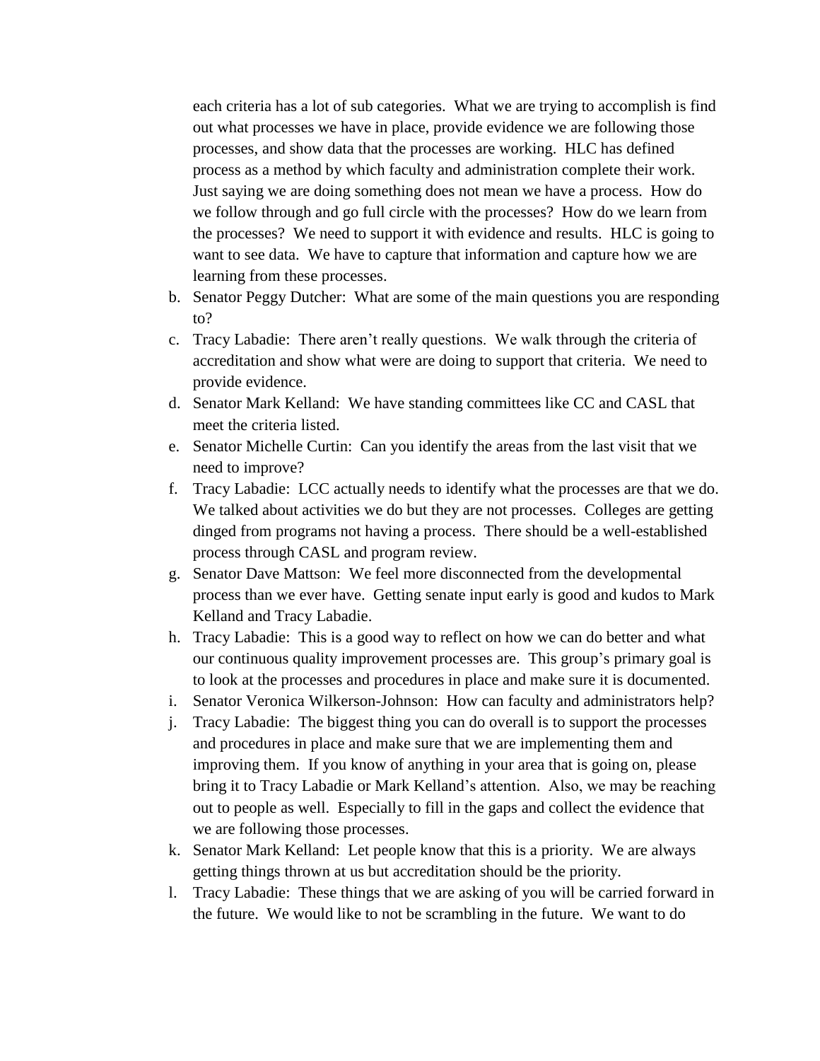each criteria has a lot of sub categories. What we are trying to accomplish is find out what processes we have in place, provide evidence we are following those processes, and show data that the processes are working. HLC has defined process as a method by which faculty and administration complete their work. Just saying we are doing something does not mean we have a process. How do we follow through and go full circle with the processes? How do we learn from the processes? We need to support it with evidence and results. HLC is going to want to see data. We have to capture that information and capture how we are learning from these processes.

b. Senator Peggy Dutcher: What are some of the main questions you are responding to?
c. Tracy Labadie: There aren't really questions. We walk through the criteria of accreditation and show what were are doing to support that criteria. We need to provide evidence.
d. Senator Mark Kelland: We have standing committees like CC and CASL that meet the criteria listed.
e. Senator Michelle Curtin: Can you identify the areas from the last visit that we need to improve?
f. Tracy Labadie: LCC actually needs to identify what the processes are that we do. We talked about activities we do but they are not processes. Colleges are getting dinged from programs not having a process. There should be a well-established process through CASL and program review.
g. Senator Dave Mattson: We feel more disconnected from the developmental process than we ever have. Getting senate input early is good and kudos to Mark Kelland and Tracy Labadie.
h. Tracy Labadie: This is a good way to reflect on how we can do better and what our continuous quality improvement processes are. This group's primary goal is to look at the processes and procedures in place and make sure it is documented.
i. Senator Veronica Wilkerson-Johnson: How can faculty and administrators help?
j. Tracy Labadie: The biggest thing you can do overall is to support the processes and procedures in place and make sure that we are implementing them and improving them. If you know of anything in your area that is going on, please bring it to Tracy Labadie or Mark Kelland's attention. Also, we may be reaching out to people as well. Especially to fill in the gaps and collect the evidence that we are following those processes.
k. Senator Mark Kelland: Let people know that this is a priority. We are always getting things thrown at us but accreditation should be the priority.
l. Tracy Labadie: These things that we are asking of you will be carried forward in the future. We would like to not be scrambling in the future. We want to do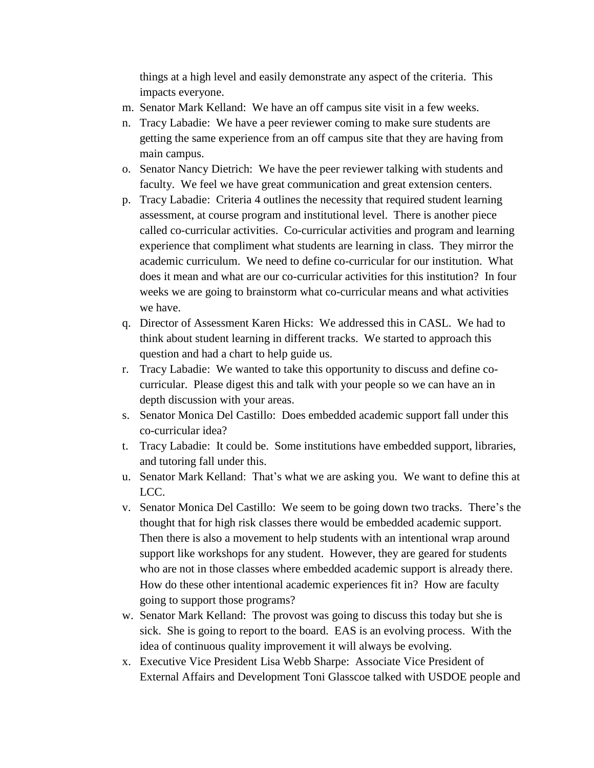things at a high level and easily demonstrate any aspect of the criteria. This impacts everyone.

m. Senator Mark Kelland: We have an off campus site visit in a few weeks.
n. Tracy Labadie: We have a peer reviewer coming to make sure students are getting the same experience from an off campus site that they are having from main campus.
o. Senator Nancy Dietrich: We have the peer reviewer talking with students and faculty. We feel we have great communication and great extension centers.
p. Tracy Labadie: Criteria 4 outlines the necessity that required student learning assessment, at course program and institutional level. There is another piece called co-curricular activities. Co-curricular activities and program and learning experience that compliment what students are learning in class. They mirror the academic curriculum. We need to define co-curricular for our institution. What does it mean and what are our co-curricular activities for this institution? In four weeks we are going to brainstorm what co-curricular means and what activities we have.
q. Director of Assessment Karen Hicks: We addressed this in CASL. We had to think about student learning in different tracks. We started to approach this question and had a chart to help guide us.
r. Tracy Labadie: We wanted to take this opportunity to discuss and define co-curricular. Please digest this and talk with your people so we can have an in depth discussion with your areas.
s. Senator Monica Del Castillo: Does embedded academic support fall under this co-curricular idea?
t. Tracy Labadie: It could be. Some institutions have embedded support, libraries, and tutoring fall under this.
u. Senator Mark Kelland: That's what we are asking you. We want to define this at LCC.
v. Senator Monica Del Castillo: We seem to be going down two tracks. There's the thought that for high risk classes there would be embedded academic support. Then there is also a movement to help students with an intentional wrap around support like workshops for any student. However, they are geared for students who are not in those classes where embedded academic support is already there. How do these other intentional academic experiences fit in? How are faculty going to support those programs?
w. Senator Mark Kelland: The provost was going to discuss this today but she is sick. She is going to report to the board. EAS is an evolving process. With the idea of continuous quality improvement it will always be evolving.
x. Executive Vice President Lisa Webb Sharpe: Associate Vice President of External Affairs and Development Toni Glasscoe talked with USDOE people and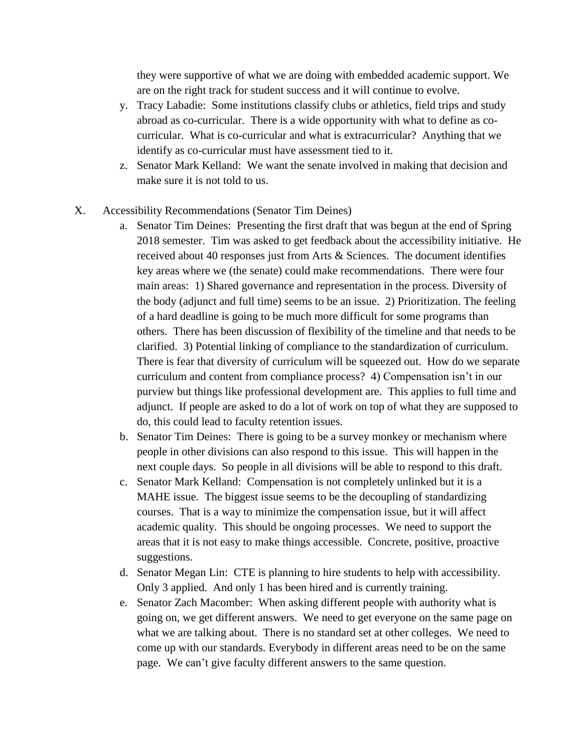they were supportive of what we are doing with embedded academic support. We are on the right track for student success and it will continue to evolve.

y. Tracy Labadie: Some institutions classify clubs or athletics, field trips and study abroad as co-curricular. There is a wide opportunity with what to define as co-curricular. What is co-curricular and what is extracurricular? Anything that we identify as co-curricular must have assessment tied to it.

z. Senator Mark Kelland: We want the senate involved in making that decision and make sure it is not told to us.

X. Accessibility Recommendations (Senator Tim Deines)

a. Senator Tim Deines: Presenting the first draft that was begun at the end of Spring 2018 semester. Tim was asked to get feedback about the accessibility initiative. He received about 40 responses just from Arts & Sciences. The document identifies key areas where we (the senate) could make recommendations. There were four main areas: 1) Shared governance and representation in the process. Diversity of the body (adjunct and full time) seems to be an issue. 2) Prioritization. The feeling of a hard deadline is going to be much more difficult for some programs than others. There has been discussion of flexibility of the timeline and that needs to be clarified. 3) Potential linking of compliance to the standardization of curriculum. There is fear that diversity of curriculum will be squeezed out. How do we separate curriculum and content from compliance process? 4) Compensation isn't in our purview but things like professional development are. This applies to full time and adjunct. If people are asked to do a lot of work on top of what they are supposed to do, this could lead to faculty retention issues.

b. Senator Tim Deines: There is going to be a survey monkey or mechanism where people in other divisions can also respond to this issue. This will happen in the next couple days. So people in all divisions will be able to respond to this draft.

c. Senator Mark Kelland: Compensation is not completely unlinked but it is a MAHE issue. The biggest issue seems to be the decoupling of standardizing courses. That is a way to minimize the compensation issue, but it will affect academic quality. This should be ongoing processes. We need to support the areas that it is not easy to make things accessible. Concrete, positive, proactive suggestions.

d. Senator Megan Lin: CTE is planning to hire students to help with accessibility. Only 3 applied. And only 1 has been hired and is currently training.

e. Senator Zach Macomber: When asking different people with authority what is going on, we get different answers. We need to get everyone on the same page on what we are talking about. There is no standard set at other colleges. We need to come up with our standards. Everybody in different areas need to be on the same page. We can't give faculty different answers to the same question.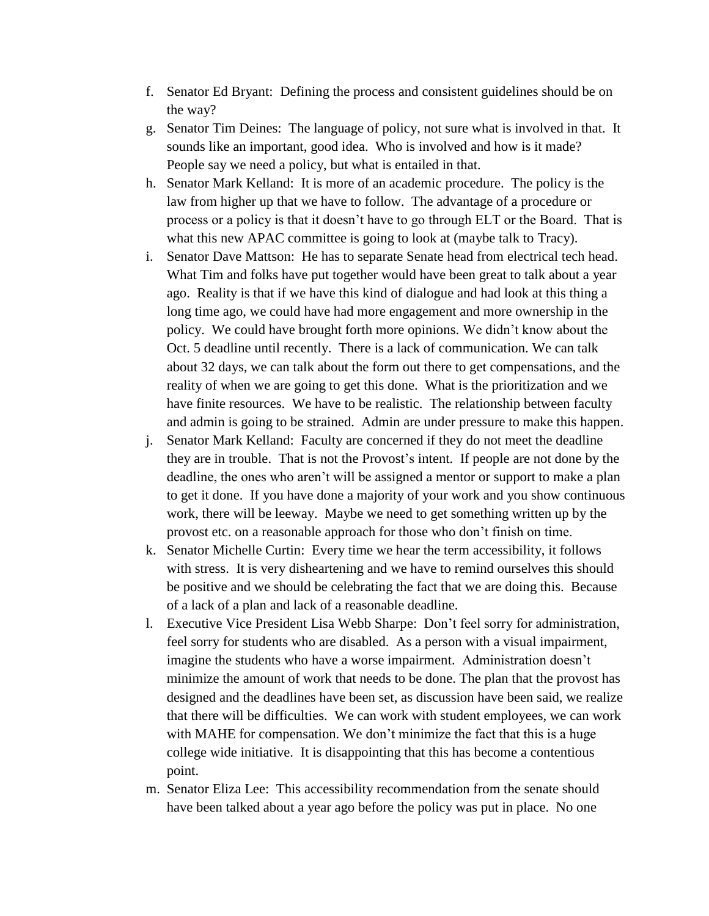f. Senator Ed Bryant: Defining the process and consistent guidelines should be on the way?
g. Senator Tim Deines: The language of policy, not sure what is involved in that. It sounds like an important, good idea. Who is involved and how is it made? People say we need a policy, but what is entailed in that.
h. Senator Mark Kelland: It is more of an academic procedure. The policy is the law from higher up that we have to follow. The advantage of a procedure or process or a policy is that it doesn't have to go through ELT or the Board. That is what this new APAC committee is going to look at (maybe talk to Tracy).
i. Senator Dave Mattson: He has to separate Senate head from electrical tech head. What Tim and folks have put together would have been great to talk about a year ago. Reality is that if we have this kind of dialogue and had look at this thing a long time ago, we could have had more engagement and more ownership in the policy. We could have brought forth more opinions. We didn't know about the Oct. 5 deadline until recently. There is a lack of communication. We can talk about 32 days, we can talk about the form out there to get compensations, and the reality of when we are going to get this done. What is the prioritization and we have finite resources. We have to be realistic. The relationship between faculty and admin is going to be strained. Admin are under pressure to make this happen.
j. Senator Mark Kelland: Faculty are concerned if they do not meet the deadline they are in trouble. That is not the Provost's intent. If people are not done by the deadline, the ones who aren't will be assigned a mentor or support to make a plan to get it done. If you have done a majority of your work and you show continuous work, there will be leeway. Maybe we need to get something written up by the provost etc. on a reasonable approach for those who don't finish on time.
k. Senator Michelle Curtin: Every time we hear the term accessibility, it follows with stress. It is very disheartening and we have to remind ourselves this should be positive and we should be celebrating the fact that we are doing this. Because of a lack of a plan and lack of a reasonable deadline.
l. Executive Vice President Lisa Webb Sharpe: Don't feel sorry for administration, feel sorry for students who are disabled. As a person with a visual impairment, imagine the students who have a worse impairment. Administration doesn't minimize the amount of work that needs to be done. The plan that the provost has designed and the deadlines have been set, as discussion have been said, we realize that there will be difficulties. We can work with student employees, we can work with MAHE for compensation. We don't minimize the fact that this is a huge college wide initiative. It is disappointing that this has become a contentious point.
m. Senator Eliza Lee: This accessibility recommendation from the senate should have been talked about a year ago before the policy was put in place. No one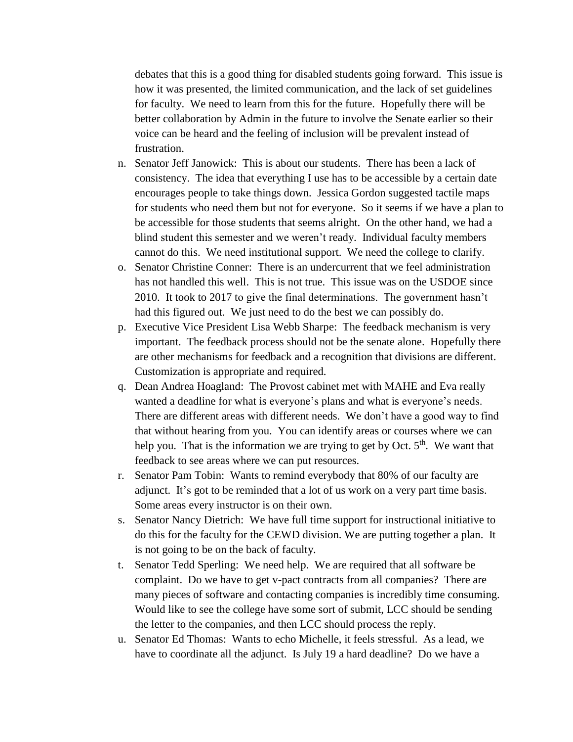debates that this is a good thing for disabled students going forward. This issue is how it was presented, the limited communication, and the lack of set guidelines for faculty. We need to learn from this for the future. Hopefully there will be better collaboration by Admin in the future to involve the Senate earlier so their voice can be heard and the feeling of inclusion will be prevalent instead of frustration.

n. Senator Jeff Janowick: This is about our students. There has been a lack of consistency. The idea that everything I use has to be accessible by a certain date encourages people to take things down. Jessica Gordon suggested tactile maps for students who need them but not for everyone. So it seems if we have a plan to be accessible for those students that seems alright. On the other hand, we had a blind student this semester and we weren't ready. Individual faculty members cannot do this. We need institutional support. We need the college to clarify.

o. Senator Christine Conner: There is an undercurrent that we feel administration has not handled this well. This is not true. This issue was on the USDOE since 2010. It took to 2017 to give the final determinations. The government hasn't had this figured out. We just need to do the best we can possibly do.

p. Executive Vice President Lisa Webb Sharpe: The feedback mechanism is very important. The feedback process should not be the senate alone. Hopefully there are other mechanisms for feedback and a recognition that divisions are different. Customization is appropriate and required.

q. Dean Andrea Hoagland: The Provost cabinet met with MAHE and Eva really wanted a deadline for what is everyone's plans and what is everyone's needs. There are different areas with different needs. We don't have a good way to find that without hearing from you. You can identify areas or courses where we can help you. That is the information we are trying to get by Oct. 5th. We want that feedback to see areas where we can put resources.

r. Senator Pam Tobin: Wants to remind everybody that 80% of our faculty are adjunct. It's got to be reminded that a lot of us work on a very part time basis. Some areas every instructor is on their own.

s. Senator Nancy Dietrich: We have full time support for instructional initiative to do this for the faculty for the CEWD division. We are putting together a plan. It is not going to be on the back of faculty.

t. Senator Tedd Sperling: We need help. We are required that all software be complaint. Do we have to get v-pact contracts from all companies? There are many pieces of software and contacting companies is incredibly time consuming. Would like to see the college have some sort of submit, LCC should be sending the letter to the companies, and then LCC should process the reply.

u. Senator Ed Thomas: Wants to echo Michelle, it feels stressful. As a lead, we have to coordinate all the adjunct. Is July 19 a hard deadline? Do we have a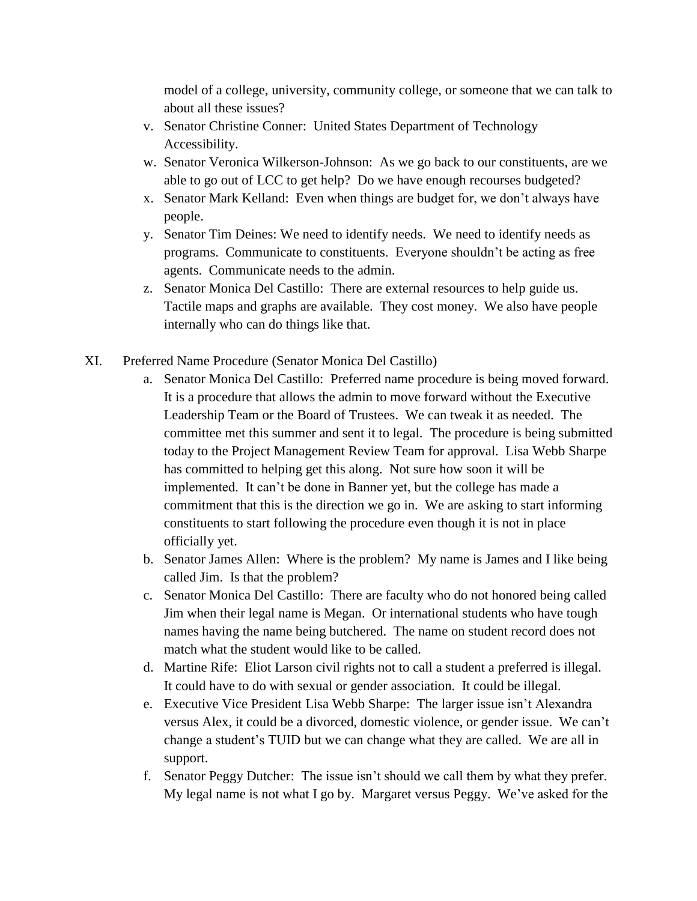model of a college, university, community college, or someone that we can talk to about all these issues?

v. Senator Christine Conner: United States Department of Technology Accessibility.
w. Senator Veronica Wilkerson-Johnson: As we go back to our constituents, are we able to go out of LCC to get help? Do we have enough recourses budgeted?
x. Senator Mark Kelland: Even when things are budget for, we don't always have people.
y. Senator Tim Deines: We need to identify needs. We need to identify needs as programs. Communicate to constituents. Everyone shouldn't be acting as free agents. Communicate needs to the admin.
z. Senator Monica Del Castillo: There are external resources to help guide us. Tactile maps and graphs are available. They cost money. We also have people internally who can do things like that.

XI. Preferred Name Procedure (Senator Monica Del Castillo)

a. Senator Monica Del Castillo: Preferred name procedure is being moved forward. It is a procedure that allows the admin to move forward without the Executive Leadership Team or the Board of Trustees. We can tweak it as needed. The committee met this summer and sent it to legal. The procedure is being submitted today to the Project Management Review Team for approval. Lisa Webb Sharpe has committed to helping get this along. Not sure how soon it will be implemented. It can't be done in Banner yet, but the college has made a commitment that this is the direction we go in. We are asking to start informing constituents to start following the procedure even though it is not in place officially yet.
b. Senator James Allen: Where is the problem? My name is James and I like being called Jim. Is that the problem?
c. Senator Monica Del Castillo: There are faculty who do not honored being called Jim when their legal name is Megan. Or international students who have tough names having the name being butchered. The name on student record does not match what the student would like to be called.
d. Martine Rife: Eliot Larson civil rights not to call a student a preferred is illegal. It could have to do with sexual or gender association. It could be illegal.
e. Executive Vice President Lisa Webb Sharpe: The larger issue isn't Alexandra versus Alex, it could be a divorced, domestic violence, or gender issue. We can't change a student's TUID but we can change what they are called. We are all in support.
f. Senator Peggy Dutcher: The issue isn't should we call them by what they prefer. My legal name is not what I go by. Margaret versus Peggy. We've asked for the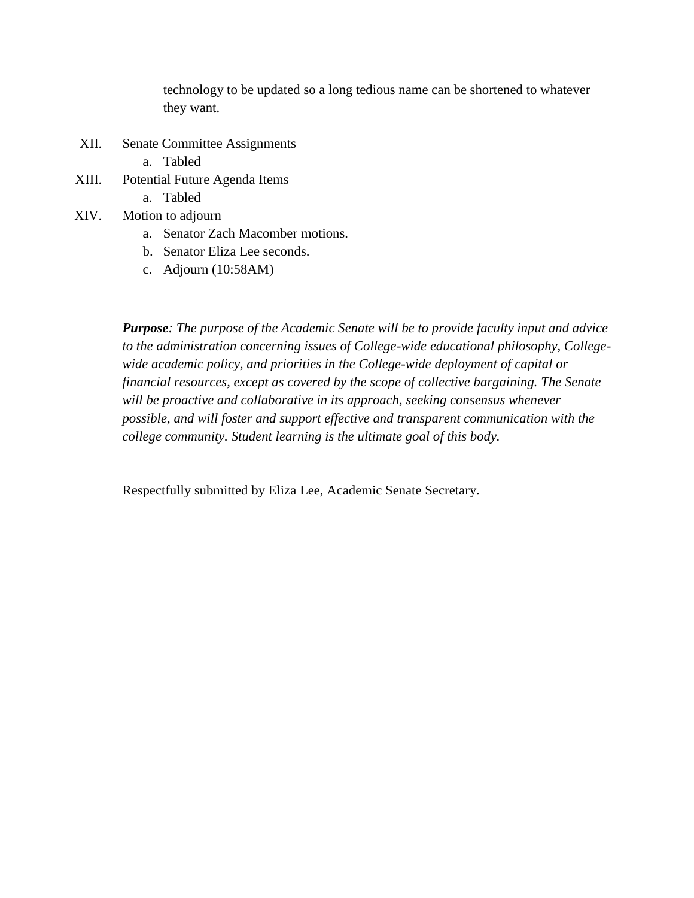technology to be updated so a long tedious name can be shortened to whatever they want.

XII. Senate Committee Assignments
   a. Tabled

XIII. Potential Future Agenda Items
   a. Tabled

XIV. Motion to adjourn
   a. Senator Zach Macomber motions.
   b. Senator Eliza Lee seconds.
   c. Adjourn (10:58AM)

***Purpose****: The purpose of the Academic Senate will be to provide faculty input and advice to the administration concerning issues of College-wide educational philosophy, College-wide academic policy, and priorities in the College-wide deployment of capital or financial resources, except as covered by the scope of collective bargaining. The Senate will be proactive and collaborative in its approach, seeking consensus whenever possible, and will foster and support effective and transparent communication with the college community. Student learning is the ultimate goal of this body.*

Respectfully submitted by Eliza Lee, Academic Senate Secretary.